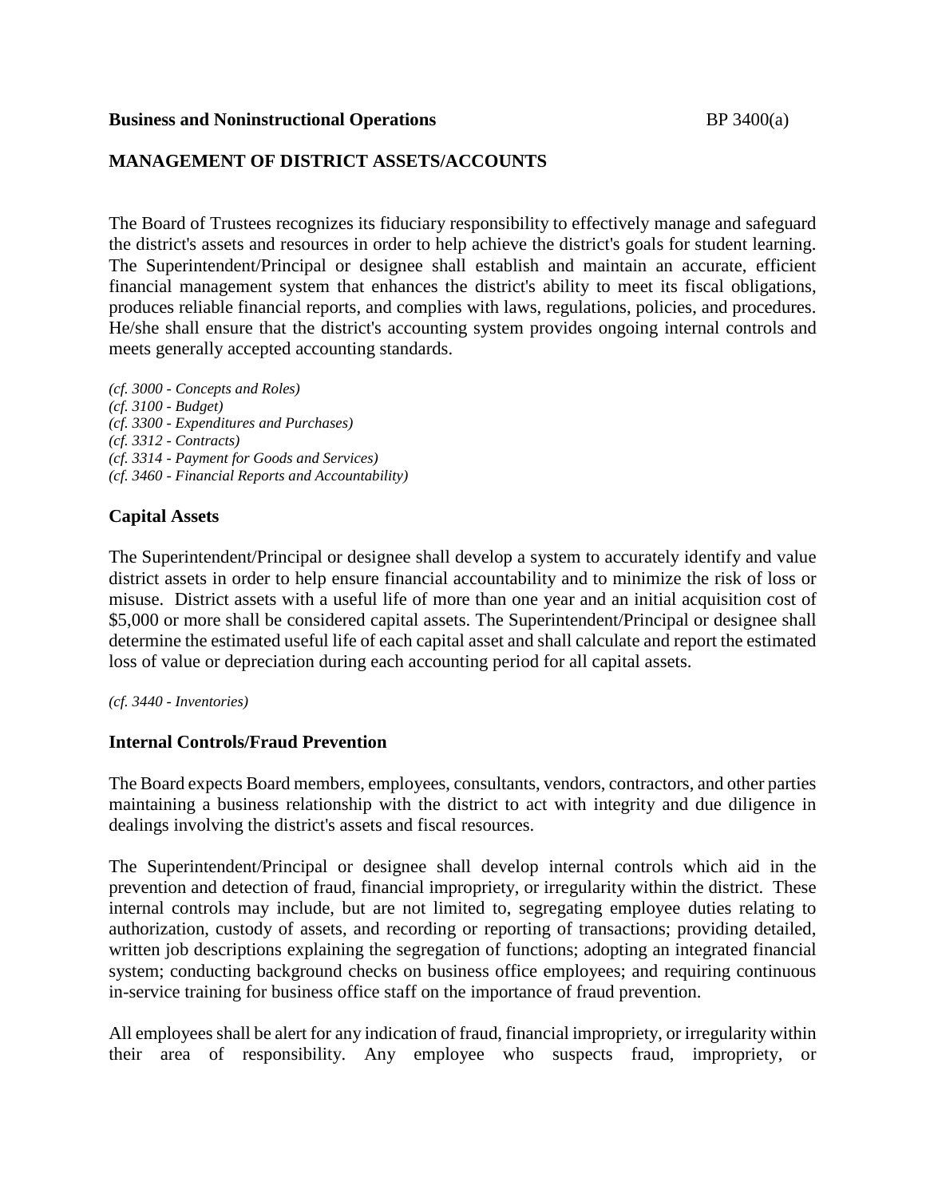**Business and Noninstructional Operations** BP 3400(a)

## MANAGEMENT OF DISTRICT ASSETS/ACCOUNTS

The Board of Trustees recognizes its fiduciary responsibility to effectively manage and safeguard the district's assets and resources in order to help achieve the district's goals for student learning. The Superintendent/Principal or designee shall establish and maintain an accurate, efficient financial management system that enhances the district's ability to meet its fiscal obligations, produces reliable financial reports, and complies with laws, regulations, policies, and procedures. He/she shall ensure that the district's accounting system provides ongoing internal controls and meets generally accepted accounting standards.

*(cf. 3000 - Concepts and Roles)*
*(cf. 3100 - Budget)*
*(cf. 3300 - Expenditures and Purchases)*
*(cf. 3312 - Contracts)*
*(cf. 3314 - Payment for Goods and Services)*
*(cf. 3460 - Financial Reports and Accountability)*

### Capital Assets

The Superintendent/Principal or designee shall develop a system to accurately identify and value district assets in order to help ensure financial accountability and to minimize the risk of loss or misuse. District assets with a useful life of more than one year and an initial acquisition cost of $5,000 or more shall be considered capital assets. The Superintendent/Principal or designee shall determine the estimated useful life of each capital asset and shall calculate and report the estimated loss of value or depreciation during each accounting period for all capital assets.

*(cf. 3440 - Inventories)*

### Internal Controls/Fraud Prevention

The Board expects Board members, employees, consultants, vendors, contractors, and other parties maintaining a business relationship with the district to act with integrity and due diligence in dealings involving the district's assets and fiscal resources.

The Superintendent/Principal or designee shall develop internal controls which aid in the prevention and detection of fraud, financial impropriety, or irregularity within the district. These internal controls may include, but are not limited to, segregating employee duties relating to authorization, custody of assets, and recording or reporting of transactions; providing detailed, written job descriptions explaining the segregation of functions; adopting an integrated financial system; conducting background checks on business office employees; and requiring continuous in-service training for business office staff on the importance of fraud prevention.

All employees shall be alert for any indication of fraud, financial impropriety, or irregularity within their area of responsibility. Any employee who suspects fraud, impropriety, or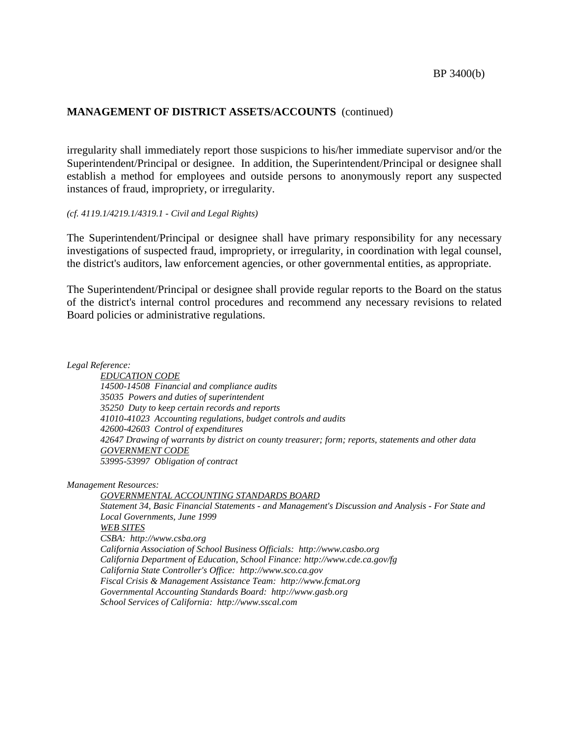**MANAGEMENT OF DISTRICT ASSETS/ACCOUNTS** (continued)

irregularity shall immediately report those suspicions to his/her immediate supervisor and/or the Superintendent/Principal or designee. In addition, the Superintendent/Principal or designee shall establish a method for employees and outside persons to anonymously report any suspected instances of fraud, impropriety, or irregularity.

*(cf. 4119.1/4219.1/4319.1 - Civil and Legal Rights)*

The Superintendent/Principal or designee shall have primary responsibility for any necessary investigations of suspected fraud, impropriety, or irregularity, in coordination with legal counsel, the district's auditors, law enforcement agencies, or other governmental entities, as appropriate.

The Superintendent/Principal or designee shall provide regular reports to the Board on the status of the district's internal control procedures and recommend any necessary revisions to related Board policies or administrative regulations.

*Legal Reference:*

*EDUCATION CODE*
*14500-14508 Financial and compliance audits*
*35035 Powers and duties of superintendent*
*35250 Duty to keep certain records and reports*
*41010-41023 Accounting regulations, budget controls and audits*
*42600-42603 Control of expenditures*
*42647 Drawing of warrants by district on county treasurer; form; reports, statements and other data*
*GOVERNMENT CODE*
*53995-53997 Obligation of contract*

*Management Resources:*

*GOVERNMENTAL ACCOUNTING STANDARDS BOARD*
*Statement 34, Basic Financial Statements - and Management's Discussion and Analysis - For State and Local Governments, June 1999*
*WEB SITES*
*CSBA: http://www.csba.org*
*California Association of School Business Officials: http://www.casbo.org*
*California Department of Education, School Finance: http://www.cde.ca.gov/fg*
*California State Controller's Office: http://www.sco.ca.gov*
*Fiscal Crisis & Management Assistance Team: http://www.fcmat.org*
*Governmental Accounting Standards Board: http://www.gasb.org*
*School Services of California: http://www.sscal.com*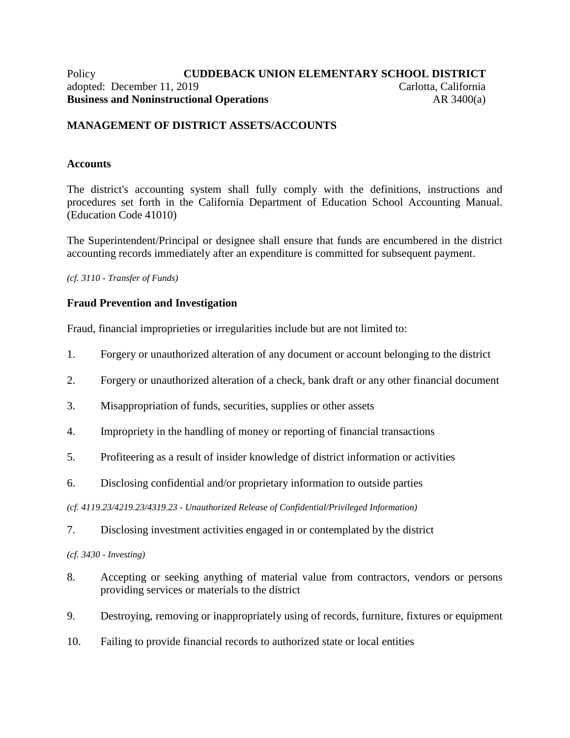Policy **CUDDEBACK UNION ELEMENTARY SCHOOL DISTRICT**
adopted: December 11, 2019 Carlotta, California
**Business and Noninstructional Operations** AR 3400(a)

## MANAGEMENT OF DISTRICT ASSETS/ACCOUNTS

### Accounts

The district's accounting system shall fully comply with the definitions, instructions and procedures set forth in the California Department of Education School Accounting Manual. (Education Code 41010)

The Superintendent/Principal or designee shall ensure that funds are encumbered in the district accounting records immediately after an expenditure is committed for subsequent payment.

*(cf. 3110 - Transfer of Funds)*

### Fraud Prevention and Investigation

Fraud, financial improprieties or irregularities include but are not limited to:

1. Forgery or unauthorized alteration of any document or account belonging to the district
2. Forgery or unauthorized alteration of a check, bank draft or any other financial document
3. Misappropriation of funds, securities, supplies or other assets
4. Impropriety in the handling of money or reporting of financial transactions
5. Profiteering as a result of insider knowledge of district information or activities
6. Disclosing confidential and/or proprietary information to outside parties

*(cf. 4119.23/4219.23/4319.23 - Unauthorized Release of Confidential/Privileged Information)*

7. Disclosing investment activities engaged in or contemplated by the district

*(cf. 3430 - Investing)*

8. Accepting or seeking anything of material value from contractors, vendors or persons providing services or materials to the district
9. Destroying, removing or inappropriately using of records, furniture, fixtures or equipment
10. Failing to provide financial records to authorized state or local entities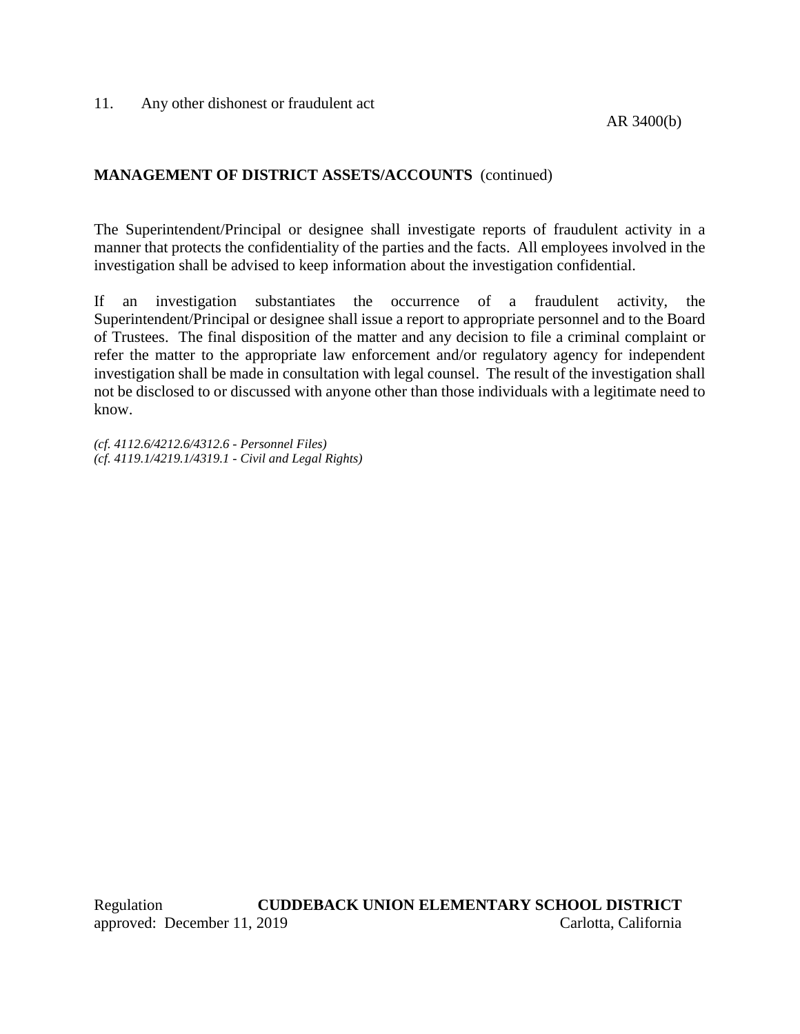11. Any other dishonest or fraudulent act

**MANAGEMENT OF DISTRICT ASSETS/ACCOUNTS** (continued)

The Superintendent/Principal or designee shall investigate reports of fraudulent activity in a manner that protects the confidentiality of the parties and the facts. All employees involved in the investigation shall be advised to keep information about the investigation confidential.

If an investigation substantiates the occurrence of a fraudulent activity, the Superintendent/Principal or designee shall issue a report to appropriate personnel and to the Board of Trustees. The final disposition of the matter and any decision to file a criminal complaint or refer the matter to the appropriate law enforcement and/or regulatory agency for independent investigation shall be made in consultation with legal counsel. The result of the investigation shall not be disclosed to or discussed with anyone other than those individuals with a legitimate need to know.

*(cf. 4112.6/4212.6/4312.6 - Personnel Files)*
*(cf. 4119.1/4219.1/4319.1 - Civil and Legal Rights)*

Regulation **CUDDEBACK UNION ELEMENTARY SCHOOL DISTRICT**
approved: December 11, 2019 Carlotta, California